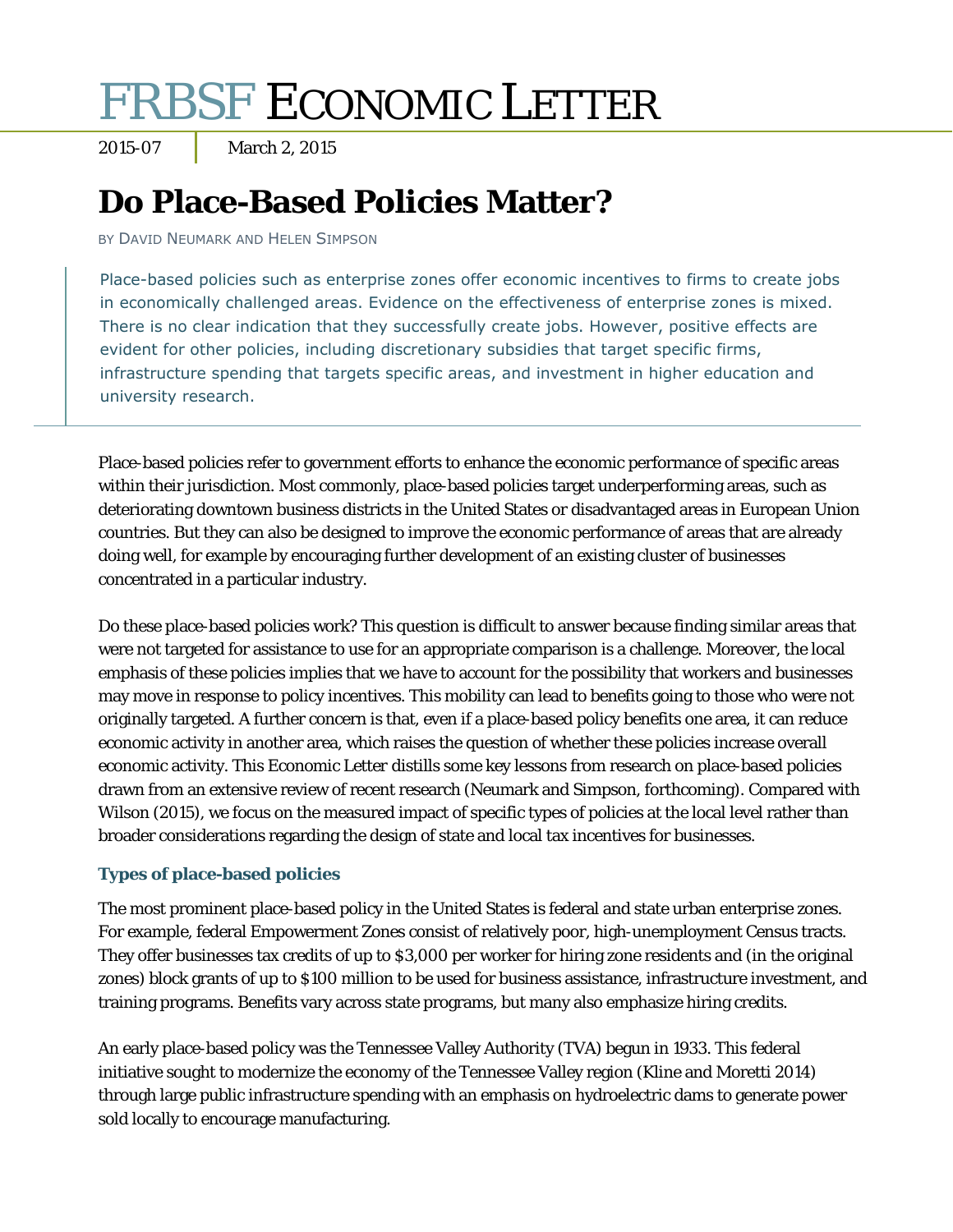# FRBSF ECONOMIC LETTER

2015-07 | March 2, 2015

## Do Place-Based Policies Matter?

BY DAVID NEUMARK AND HELEN SIMPSON

> Place-based policies such as enterprise zones offer economic incentives to firms to create jobs in economically challenged areas. Evidence on the effectiveness of enterprise zones is mixed. There is no clear indication that they successfully create jobs. However, positive effects are evident for other policies, including discretionary subsidies that target specific firms, infrastructure spending that targets specific areas, and investment in higher education and university research.

Place-based policies refer to government efforts to enhance the economic performance of specific areas within their jurisdiction. Most commonly, place-based policies target underperforming areas, such as deteriorating downtown business districts in the United States or disadvantaged areas in European Union countries. But they can also be designed to improve the economic performance of areas that are already doing well, for example by encouraging further development of an existing cluster of businesses concentrated in a particular industry.

Do these place-based policies work? This question is difficult to answer because finding similar areas that were not targeted for assistance to use for an appropriate comparison is a challenge. Moreover, the local emphasis of these policies implies that we have to account for the possibility that workers and businesses may move in response to policy incentives. This mobility can lead to benefits going to those who were not originally targeted. A further concern is that, even if a place-based policy benefits one area, it can reduce economic activity in another area, which raises the question of whether these policies increase overall economic activity. This Economic Letter distills some key lessons from research on place-based policies drawn from an extensive review of recent research (Neumark and Simpson, forthcoming). Compared with Wilson (2015), we focus on the measured impact of specific types of policies at the local level rather than broader considerations regarding the design of state and local tax incentives for businesses.

### Types of place-based policies

The most prominent place-based policy in the United States is federal and state urban enterprise zones. For example, federal Empowerment Zones consist of relatively poor, high-unemployment Census tracts. They offer businesses tax credits of up to $3,000 per worker for hiring zone residents and (in the original zones) block grants of up to $100 million to be used for business assistance, infrastructure investment, and training programs. Benefits vary across state programs, but many also emphasize hiring credits.

An early place-based policy was the Tennessee Valley Authority (TVA) begun in 1933. This federal initiative sought to modernize the economy of the Tennessee Valley region (Kline and Moretti 2014) through large public infrastructure spending with an emphasis on hydroelectric dams to generate power sold locally to encourage manufacturing.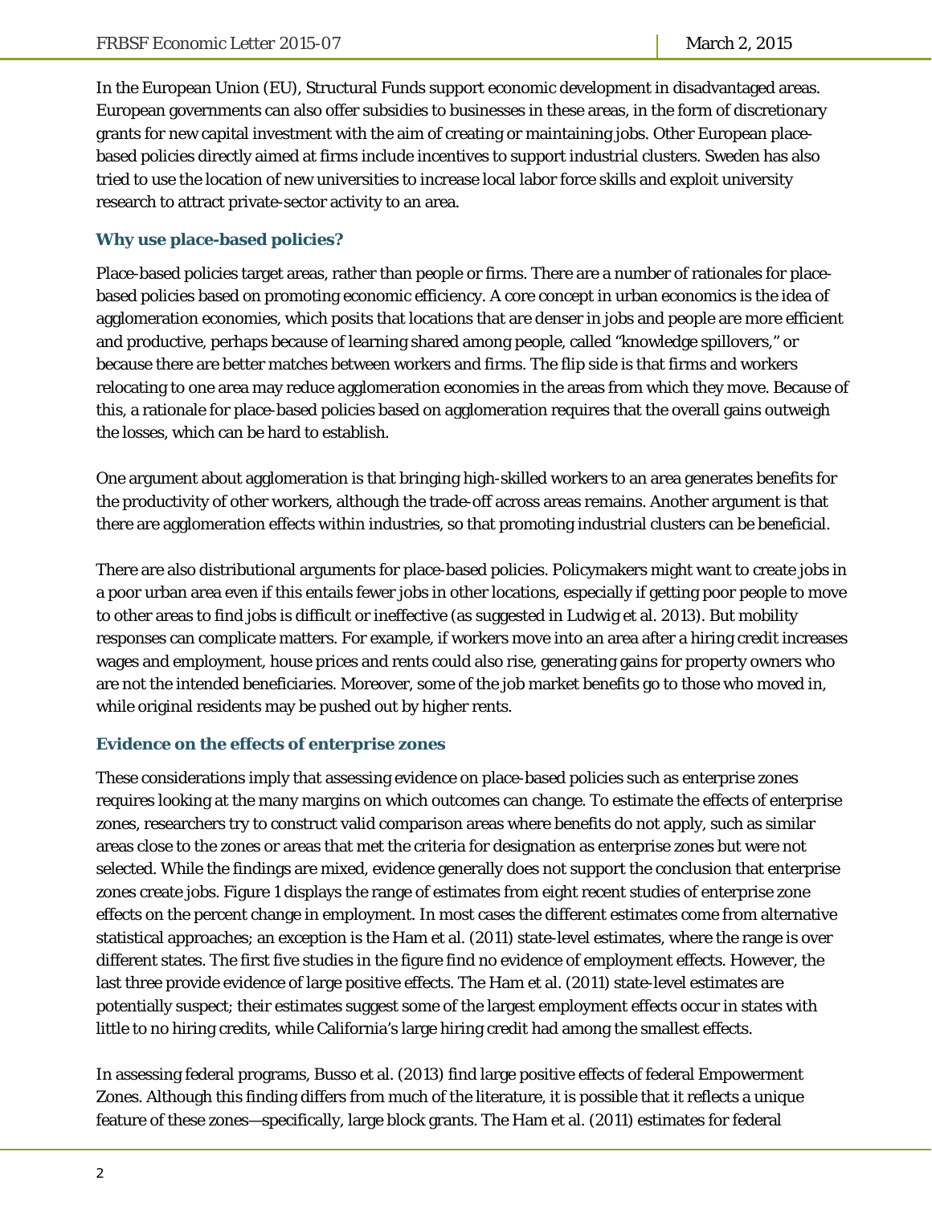In the European Union (EU), Structural Funds support economic development in disadvantaged areas. European governments can also offer subsidies to businesses in these areas, in the form of discretionary grants for new capital investment with the aim of creating or maintaining jobs. Other European place-based policies directly aimed at firms include incentives to support industrial clusters. Sweden has also tried to use the location of new universities to increase local labor force skills and exploit university research to attract private-sector activity to an area.

### Why use place-based policies?

Place-based policies target areas, rather than people or firms. There are a number of rationales for place-based policies based on promoting economic efficiency. A core concept in urban economics is the idea of agglomeration economies, which posits that locations that are denser in jobs and people are more efficient and productive, perhaps because of learning shared among people, called "knowledge spillovers," or because there are better matches between workers and firms. The flip side is that firms and workers relocating to one area may reduce agglomeration economies in the areas from which they move. Because of this, a rationale for place-based policies based on agglomeration requires that the overall gains outweigh the losses, which can be hard to establish.

One argument about agglomeration is that bringing high-skilled workers to an area generates benefits for the productivity of other workers, although the trade-off across areas remains. Another argument is that there are agglomeration effects within industries, so that promoting industrial clusters can be beneficial.

There are also distributional arguments for place-based policies. Policymakers might want to create jobs in a poor urban area even if this entails fewer jobs in other locations, especially if getting poor people to move to other areas to find jobs is difficult or ineffective (as suggested in Ludwig et al. 2013). But mobility responses can complicate matters. For example, if workers move into an area after a hiring credit increases wages and employment, house prices and rents could also rise, generating gains for property owners who are not the intended beneficiaries. Moreover, some of the job market benefits go to those who moved in, while original residents may be pushed out by higher rents.

### Evidence on the effects of enterprise zones

These considerations imply that assessing evidence on place-based policies such as enterprise zones requires looking at the many margins on which outcomes can change. To estimate the effects of enterprise zones, researchers try to construct valid comparison areas where benefits do not apply, such as similar areas close to the zones or areas that met the criteria for designation as enterprise zones but were not selected. While the findings are mixed, evidence generally does not support the conclusion that enterprise zones create jobs. Figure 1 displays the range of estimates from eight recent studies of enterprise zone effects on the percent change in employment. In most cases the different estimates come from alternative statistical approaches; an exception is the Ham et al. (2011) state-level estimates, where the range is over different states. The first five studies in the figure find no evidence of employment effects. However, the last three provide evidence of large positive effects. The Ham et al. (2011) state-level estimates are potentially suspect; their estimates suggest some of the largest employment effects occur in states with little to no hiring credits, while California's large hiring credit had among the smallest effects.

In assessing federal programs, Busso et al. (2013) find large positive effects of federal Empowerment Zones. Although this finding differs from much of the literature, it is possible that it reflects a unique feature of these zones—specifically, large block grants. The Ham et al. (2011) estimates for federal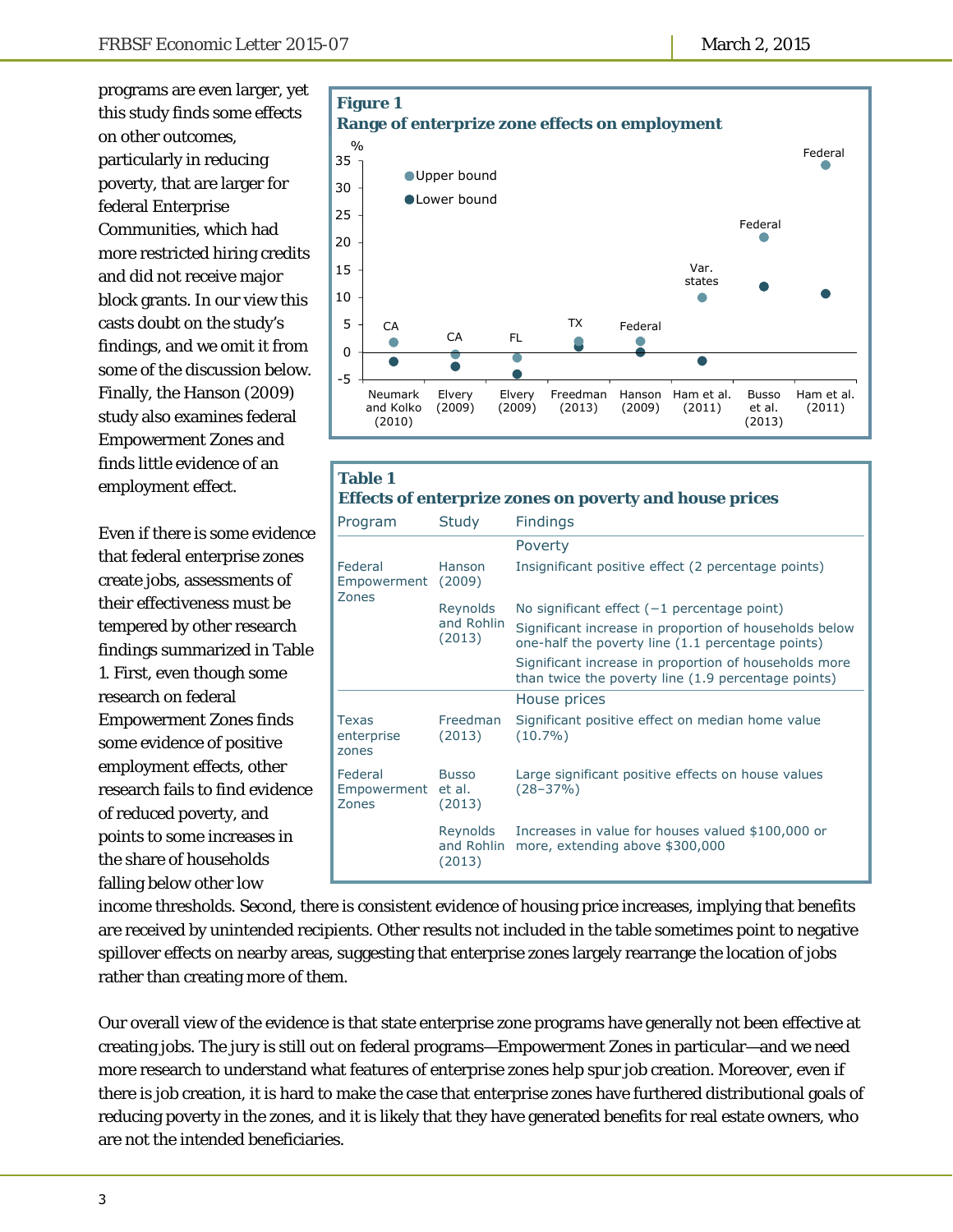programs are even larger, yet this study finds some effects on other outcomes, particularly in reducing poverty, that are larger for federal Enterprise Communities, which had more restricted hiring credits and did not receive major block grants. In our view this casts doubt on the study's findings, and we omit it from some of the discussion below. Finally, the Hanson (2009) study also examines federal Empowerment Zones and finds little evidence of an employment effect.

**Figure 1**
**Range of enterprize zone effects on employment**

| Study | Program | Upper bound (%) | Lower bound (%) |
|---|---|---|---|
| Neumark and Kolko (2010) | CA | 2 | -2 |
| Elvery (2009) | CA | 0 | -2.5 |
| Elvery (2009) | FL | -1 | -4 |
| Freedman (2013) | TX | 2 | 1 |
| Hanson (2009) | Federal | 2 | 0 |
| Ham et al. (2011) | Var. states | 10 | -1.5 |
| Busso et al. (2013) | Federal | 21 | 12 |
| Ham et al. (2011) | Federal | 34 | 11 |

Even if there is some evidence that federal enterprise zones create jobs, assessments of their effectiveness must be tempered by other research findings summarized in Table 1. First, even though some research on federal Empowerment Zones finds some evidence of positive employment effects, other research fails to find evidence of reduced poverty, and points to some increases in the share of households falling below other low income thresholds. Second, there is consistent evidence of housing price increases, implying that benefits are received by unintended recipients. Other results not included in the table sometimes point to negative spillover effects on nearby areas, suggesting that enterprise zones largely rearrange the location of jobs rather than creating more of them.

**Table 1**
**Effects of enterprise zones on poverty and house prices**

| Program | Study | Findings |
|---|---|---|
| | | **Poverty** |
| Federal Empowerment Zones | Hanson (2009) | Insignificant positive effect (2 percentage points) |
| | Reynolds and Rohlin (2013) | No significant effect (−1 percentage point) |
| | | Significant increase in proportion of households below one-half the poverty line (1.1 percentage points) |
| | | Significant increase in proportion of households more than twice the poverty line (1.9 percentage points) |
| | | **House prices** |
| Texas enterprise zones | Freedman (2013) | Significant positive effect on median home value (10.7%) |
| Federal Empowerment Zones | Busso et al. (2013) | Large significant positive effects on house values (28–37%) |
| | Reynolds and Rohlin (2013) | Increases in value for houses valued $100,000 or more, extending above $300,000 |

Our overall view of the evidence is that state enterprise zone programs have generally not been effective at creating jobs. The jury is still out on federal programs—Empowerment Zones in particular—and we need more research to understand what features of enterprise zones help spur job creation. Moreover, even if there is job creation, it is hard to make the case that enterprise zones have furthered distributional goals of reducing poverty in the zones, and it is likely that they have generated benefits for real estate owners, who are not the intended beneficiaries.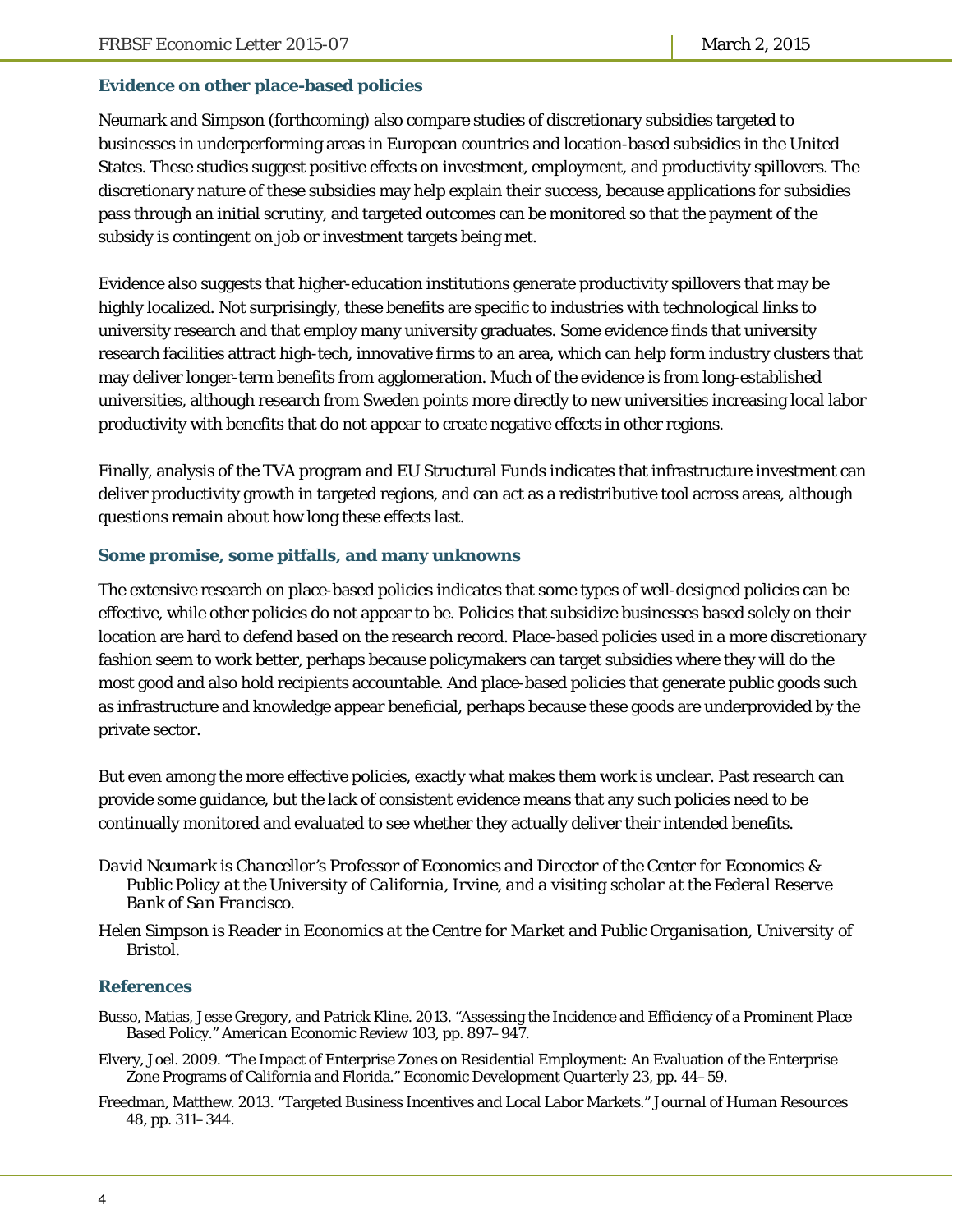### Evidence on other place-based policies

Neumark and Simpson (forthcoming) also compare studies of discretionary subsidies targeted to businesses in underperforming areas in European countries and location-based subsidies in the United States. These studies suggest positive effects on investment, employment, and productivity spillovers. The discretionary nature of these subsidies may help explain their success, because applications for subsidies pass through an initial scrutiny, and targeted outcomes can be monitored so that the payment of the subsidy is contingent on job or investment targets being met.

Evidence also suggests that higher-education institutions generate productivity spillovers that may be highly localized. Not surprisingly, these benefits are specific to industries with technological links to university research and that employ many university graduates. Some evidence finds that university research facilities attract high-tech, innovative firms to an area, which can help form industry clusters that may deliver longer-term benefits from agglomeration. Much of the evidence is from long-established universities, although research from Sweden points more directly to new universities increasing local labor productivity with benefits that do not appear to create negative effects in other regions.

Finally, analysis of the TVA program and EU Structural Funds indicates that infrastructure investment can deliver productivity growth in targeted regions, and can act as a redistributive tool across areas, although questions remain about how long these effects last.

### Some promise, some pitfalls, and many unknowns

The extensive research on place-based policies indicates that some types of well-designed policies can be effective, while other policies do not appear to be. Policies that subsidize businesses based solely on their location are hard to defend based on the research record. Place-based policies used in a more discretionary fashion seem to work better, perhaps because policymakers can target subsidies where they will do the most good and also hold recipients accountable. And place-based policies that generate public goods such as infrastructure and knowledge appear beneficial, perhaps because these goods are underprovided by the private sector.

But even among the more effective policies, exactly what makes them work is unclear. Past research can provide some guidance, but the lack of consistent evidence means that any such policies need to be continually monitored and evaluated to see whether they actually deliver their intended benefits.

*David Neumark is Chancellor's Professor of Economics and Director of the Center for Economics & Public Policy at the University of California, Irvine, and a visiting scholar at the Federal Reserve Bank of San Francisco.*

*Helen Simpson is Reader in Economics at the Centre for Market and Public Organisation, University of Bristol.*

### References

Busso, Matias, Jesse Gregory, and Patrick Kline. 2013. "Assessing the Incidence and Efficiency of a Prominent Place Based Policy." *American Economic Review* 103, pp. 897–947.

Elvery, Joel. 2009. "The Impact of Enterprise Zones on Residential Employment: An Evaluation of the Enterprise Zone Programs of California and Florida." *Economic Development Quarterly* 23, pp. 44–59.

Freedman, Matthew. 2013. "Targeted Business Incentives and Local Labor Markets." *Journal of Human Resources* 48, pp. 311–344.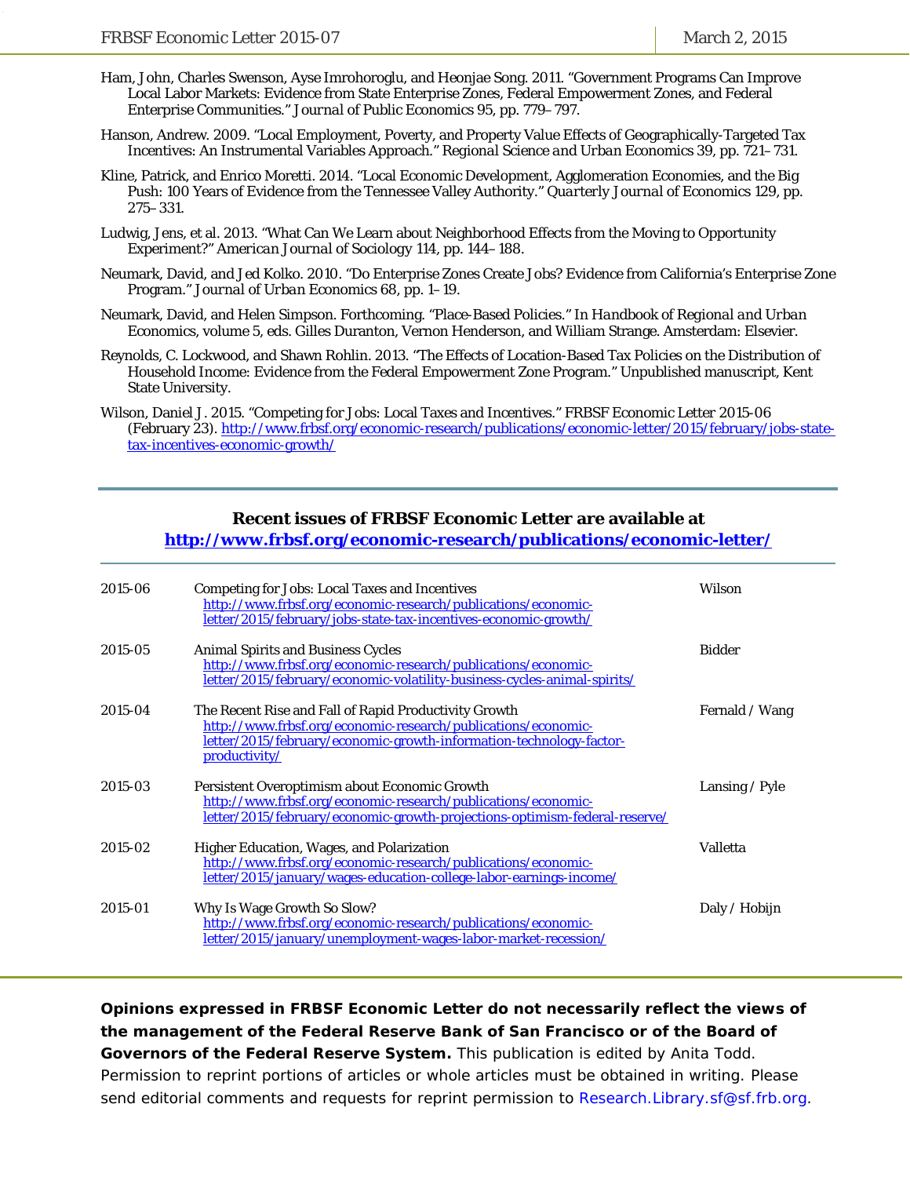Ham, John, Charles Swenson, Ayse Imrohoroglu, and Heonjae Song. 2011. "Government Programs Can Improve Local Labor Markets: Evidence from State Enterprise Zones, Federal Empowerment Zones, and Federal Enterprise Communities." *Journal of Public Economics* 95, pp. 779–797.

Hanson, Andrew. 2009. "Local Employment, Poverty, and Property Value Effects of Geographically-Targeted Tax Incentives: An Instrumental Variables Approach." *Regional Science and Urban Economics* 39, pp. 721–731.

Kline, Patrick, and Enrico Moretti. 2014. "Local Economic Development, Agglomeration Economies, and the Big Push: 100 Years of Evidence from the Tennessee Valley Authority." *Quarterly Journal of Economics* 129, pp. 275–331.

Ludwig, Jens, et al. 2013. "What Can We Learn about Neighborhood Effects from the Moving to Opportunity Experiment?" *American Journal of Sociology* 114, pp. 144–188.

Neumark, David, and Jed Kolko. 2010. "Do Enterprise Zones Create Jobs? Evidence from California's Enterprise Zone Program." *Journal of Urban Economics* 68, pp. 1–19.

Neumark, David, and Helen Simpson. Forthcoming. "Place-Based Policies." In *Handbook of Regional and Urban Economics*, volume 5, eds. Gilles Duranton, Vernon Henderson, and William Strange. Amsterdam: Elsevier.

Reynolds, C. Lockwood, and Shawn Rohlin. 2013. "The Effects of Location-Based Tax Policies on the Distribution of Household Income: Evidence from the Federal Empowerment Zone Program." Unpublished manuscript, Kent State University.

Wilson, Daniel J. 2015. "Competing for Jobs: Local Taxes and Incentives." FRBSF Economic Letter 2015-06 (February 23). http://www.frbsf.org/economic-research/publications/economic-letter/2015/february/jobs-state-tax-incentives-economic-growth/

**Recent issues of FRBSF Economic Letter are available at**
**http://www.frbsf.org/economic-research/publications/economic-letter/**

| | | |
|---|---|---|
| 2015-06 | Competing for Jobs: Local Taxes and Incentives<br>http://www.frbsf.org/economic-research/publications/economic-letter/2015/february/jobs-state-tax-incentives-economic-growth/ | Wilson |
| 2015-05 | Animal Spirits and Business Cycles<br>http://www.frbsf.org/economic-research/publications/economic-letter/2015/february/economic-volatility-business-cycles-animal-spirits/ | Bidder |
| 2015-04 | The Recent Rise and Fall of Rapid Productivity Growth<br>http://www.frbsf.org/economic-research/publications/economic-letter/2015/february/economic-growth-information-technology-factor-productivity/ | Fernald / Wang |
| 2015-03 | Persistent Overoptimism about Economic Growth<br>http://www.frbsf.org/economic-research/publications/economic-letter/2015/february/economic-growth-projections-optimism-federal-reserve/ | Lansing / Pyle |
| 2015-02 | Higher Education, Wages, and Polarization<br>http://www.frbsf.org/economic-research/publications/economic-letter/2015/january/wages-education-college-labor-earnings-income/ | Valletta |
| 2015-01 | Why Is Wage Growth So Slow?<br>http://www.frbsf.org/economic-research/publications/economic-letter/2015/january/unemployment-wages-labor-market-recession/ | Daly / Hobijn |

**Opinions expressed in FRBSF Economic Letter do not necessarily reflect the views of the management of the Federal Reserve Bank of San Francisco or of the Board of Governors of the Federal Reserve System.** This publication is edited by Anita Todd. Permission to reprint portions of articles or whole articles must be obtained in writing. Please send editorial comments and requests for reprint permission to Research.Library.sf@sf.frb.org.